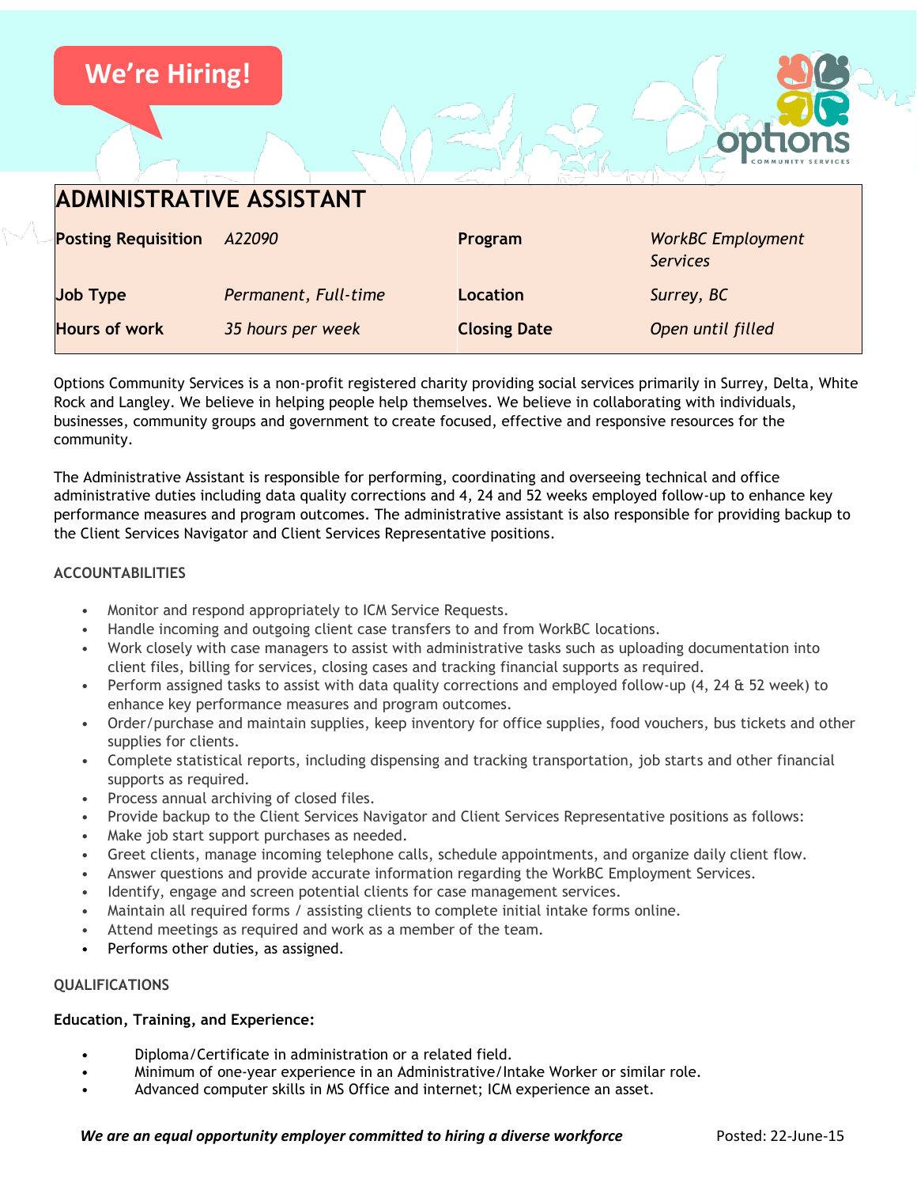We're Hiring!

# ADMINISTRATIVE ASSISTANT

| **Posting Requisition** | *A22090* | **Program** | *WorkBC Employment Services* |
|---|---|---|---|
| **Job Type** | *Permanent, Full-time* | **Location** | *Surrey, BC* |
| **Hours of work** | *35 hours per week* | **Closing Date** | *Open until filled* |

Options Community Services is a non-profit registered charity providing social services primarily in Surrey, Delta, White Rock and Langley. We believe in helping people help themselves. We believe in collaborating with individuals, businesses, community groups and government to create focused, effective and responsive resources for the community.

The Administrative Assistant is responsible for performing, coordinating and overseeing technical and office administrative duties including data quality corrections and 4, 24 and 52 weeks employed follow-up to enhance key performance measures and program outcomes. The administrative assistant is also responsible for providing backup to the Client Services Navigator and Client Services Representative positions.

### ACCOUNTABILITIES

- Monitor and respond appropriately to ICM Service Requests.
- Handle incoming and outgoing client case transfers to and from WorkBC locations.
- Work closely with case managers to assist with administrative tasks such as uploading documentation into client files, billing for services, closing cases and tracking financial supports as required.
- Perform assigned tasks to assist with data quality corrections and employed follow-up (4, 24 & 52 week) to enhance key performance measures and program outcomes.
- Order/purchase and maintain supplies, keep inventory for office supplies, food vouchers, bus tickets and other supplies for clients.
- Complete statistical reports, including dispensing and tracking transportation, job starts and other financial supports as required.
- Process annual archiving of closed files.
- Provide backup to the Client Services Navigator and Client Services Representative positions as follows:
- Make job start support purchases as needed.
- Greet clients, manage incoming telephone calls, schedule appointments, and organize daily client flow.
- Answer questions and provide accurate information regarding the WorkBC Employment Services.
- Identify, engage and screen potential clients for case management services.
- Maintain all required forms / assisting clients to complete initial intake forms online.
- Attend meetings as required and work as a member of the team.
- Performs other duties, as assigned.

### QUALIFICATIONS

**Education, Training, and Experience:**

- Diploma/Certificate in administration or a related field.
- Minimum of one-year experience in an Administrative/Intake Worker or similar role.
- Advanced computer skills in MS Office and internet; ICM experience an asset.

***We are an equal opportunity employer committed to hiring a diverse workforce***

Posted: 22-June-15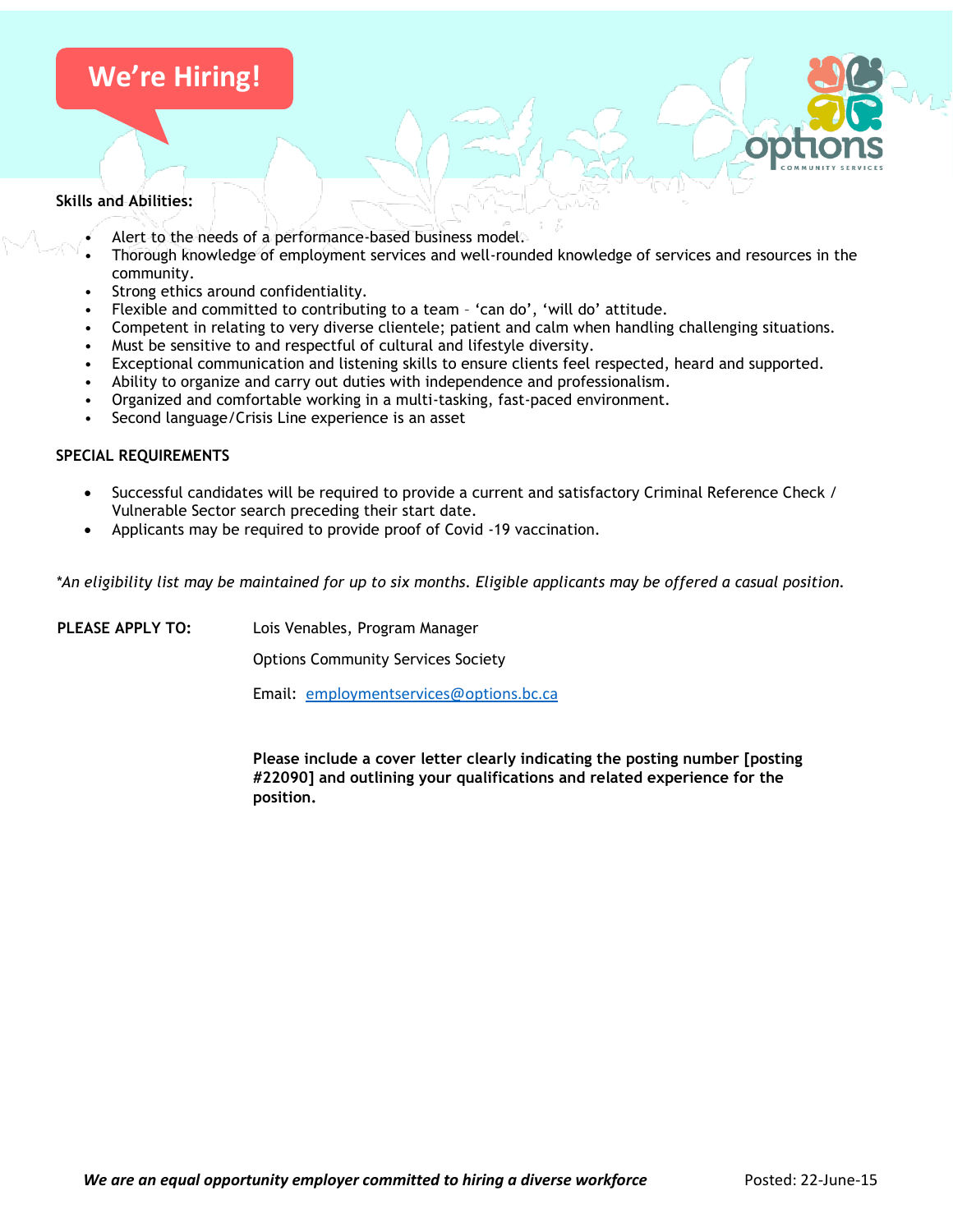We're Hiring!

**Skills and Abilities:**

- Alert to the needs of a performance-based business model.
- Thorough knowledge of employment services and well-rounded knowledge of services and resources in the community.
- Strong ethics around confidentiality.
- Flexible and committed to contributing to a team – 'can do', 'will do' attitude.
- Competent in relating to very diverse clientele; patient and calm when handling challenging situations.
- Must be sensitive to and respectful of cultural and lifestyle diversity.
- Exceptional communication and listening skills to ensure clients feel respected, heard and supported.
- Ability to organize and carry out duties with independence and professionalism.
- Organized and comfortable working in a multi-tasking, fast-paced environment.
- Second language/Crisis Line experience is an asset

**SPECIAL REQUIREMENTS**

- Successful candidates will be required to provide a current and satisfactory Criminal Reference Check / Vulnerable Sector search preceding their start date.
- Applicants may be required to provide proof of Covid -19 vaccination.

*\*An eligibility list may be maintained for up to six months. Eligible applicants may be offered a casual position.*

**PLEASE APPLY TO:** Lois Venables, Program Manager

Options Community Services Society

Email: employmentservices@options.bc.ca

**Please include a cover letter clearly indicating the posting number [posting #22090] and outlining your qualifications and related experience for the position.**

***We are an equal opportunity employer committed to hiring a diverse workforce***

Posted: 22-June-15